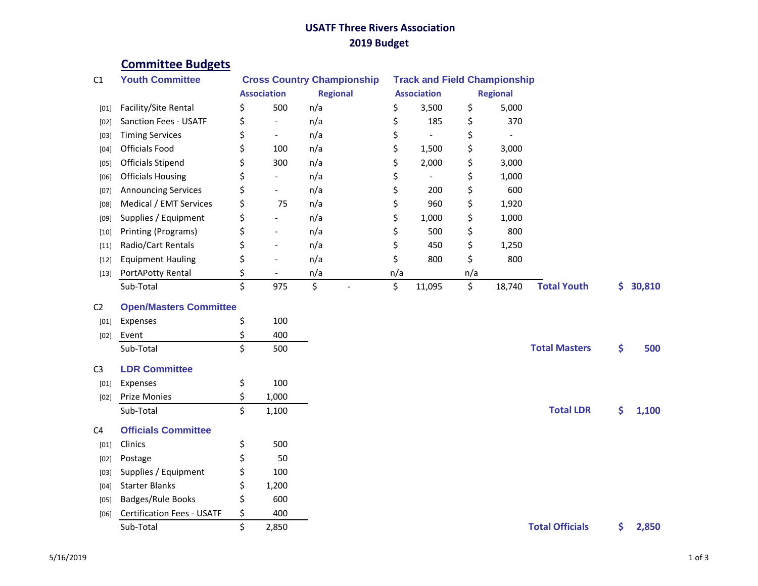# USATF Three Rivers Association
# 2019 Budget

## Committee Budgets

### C1 Youth Committee

| | | Cross Country Championship | | Track and Field Championship | | | |
|---|---|---|---|---|---|---|---|
| | | Association | Regional | Association | Regional | | |
| [01] | Facility/Site Rental | $ 500 | n/a | $ 3,500 | $ 5,000 | | |
| [02] | Sanction Fees - USATF | $ - | n/a | $ 185 | $ 370 | | |
| [03] | Timing Services | $ - | n/a | $ - | $ - | | |
| [04] | Officials Food | $ 100 | n/a | $ 1,500 | $ 3,000 | | |
| [05] | Officials Stipend | $ 300 | n/a | $ 2,000 | $ 3,000 | | |
| [06] | Officials Housing | $ - | n/a | $ - | $ 1,000 | | |
| [07] | Announcing Services | $ - | n/a | $ 200 | $ 600 | | |
| [08] | Medical / EMT Services | $ 75 | n/a | $ 960 | $ 1,920 | | |
| [09] | Supplies / Equipment | $ - | n/a | $ 1,000 | $ 1,000 | | |
| [10] | Printing (Programs) | $ - | n/a | $ 500 | $ 800 | | |
| [11] | Radio/Cart Rentals | $ - | n/a | $ 450 | $ 1,250 | | |
| [12] | Equipment Hauling | $ - | n/a | $ 800 | $ 800 | | |
| [13] | PortAPotty Rental | $ - | n/a | n/a | n/a | | |
| | Sub-Total | $ 975 | $ - | $ 11,095 | $ 18,740 | **Total Youth** | **$ 30,810** |

### C2 Open/Masters Committee

| | | | | |
|---|---|---|---|---|
| [01] | Expenses | $ 100 | | |
| [02] | Event | $ 400 | | |
| | Sub-Total | $ 500 | **Total Masters** | **$ 500** |

### C3 LDR Committee

| | | | | |
|---|---|---|---|---|
| [01] | Expenses | $ 100 | | |
| [02] | Prize Monies | $ 1,000 | | |
| | Sub-Total | $ 1,100 | **Total LDR** | **$ 1,100** |

### C4 Officials Committee

| | | | | |
|---|---|---|---|---|
| [01] | Clinics | $ 500 | | |
| [02] | Postage | $ 50 | | |
| [03] | Supplies / Equipment | $ 100 | | |
| [04] | Starter Blanks | $ 1,200 | | |
| [05] | Badges/Rule Books | $ 600 | | |
| [06] | Certification Fees - USATF | $ 400 | | |
| | Sub-Total | $ 2,850 | **Total Officials** | **$ 2,850** |

5/16/2019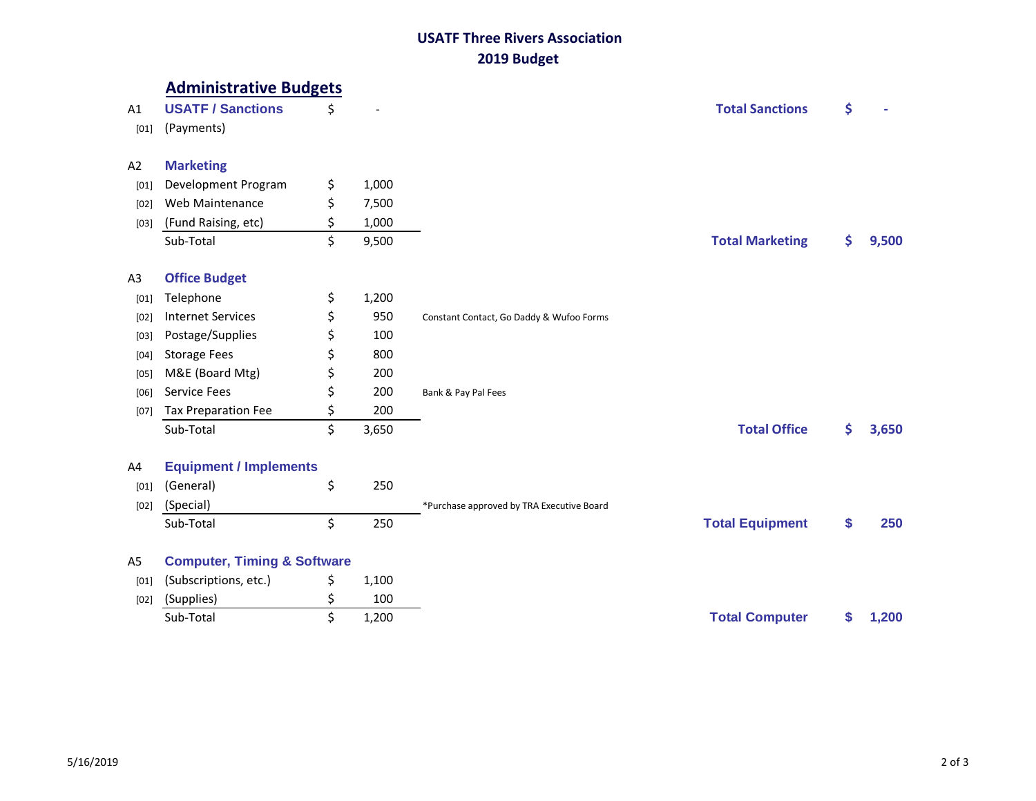**USATF Three Rivers Association**
**2019 Budget**

## Administrative Budgets

| Code | Item | Amount | Notes | Total Label | Total |
|---|---|---|---|---|---|
| A1 | **USATF / Sanctions** | $ - | | **Total Sanctions** | **$ -** |
| [01] | (Payments) | | | | |
| A2 | **Marketing** | | | | |
| [01] | Development Program | $ 1,000 | | | |
| [02] | Web Maintenance | $ 7,500 | | | |
| [03] | (Fund Raising, etc) | $ 1,000 | | | |
| | Sub-Total | $ 9,500 | | **Total Marketing** | **$ 9,500** |
| A3 | **Office Budget** | | | | |
| [01] | Telephone | $ 1,200 | | | |
| [02] | Internet Services | $ 950 | Constant Contact, Go Daddy & Wufoo Forms | | |
| [03] | Postage/Supplies | $ 100 | | | |
| [04] | Storage Fees | $ 800 | | | |
| [05] | M&E (Board Mtg) | $ 200 | | | |
| [06] | Service Fees | $ 200 | Bank & Pay Pal Fees | | |
| [07] | Tax Preparation Fee | $ 200 | | | |
| | Sub-Total | $ 3,650 | | **Total Office** | **$ 3,650** |
| A4 | **Equipment / Implements** | | | | |
| [01] | (General) | $ 250 | | | |
| [02] | (Special) | | *Purchase approved by TRA Executive Board | | |
| | Sub-Total | $ 250 | | **Total Equipment** | **$ 250** |
| A5 | **Computer, Timing & Software** | | | | |
| [01] | (Subscriptions, etc.) | $ 1,100 | | | |
| [02] | (Supplies) | $ 100 | | | |
| | Sub-Total | $ 1,200 | | **Total Computer** | **$ 1,200** |

5/16/2019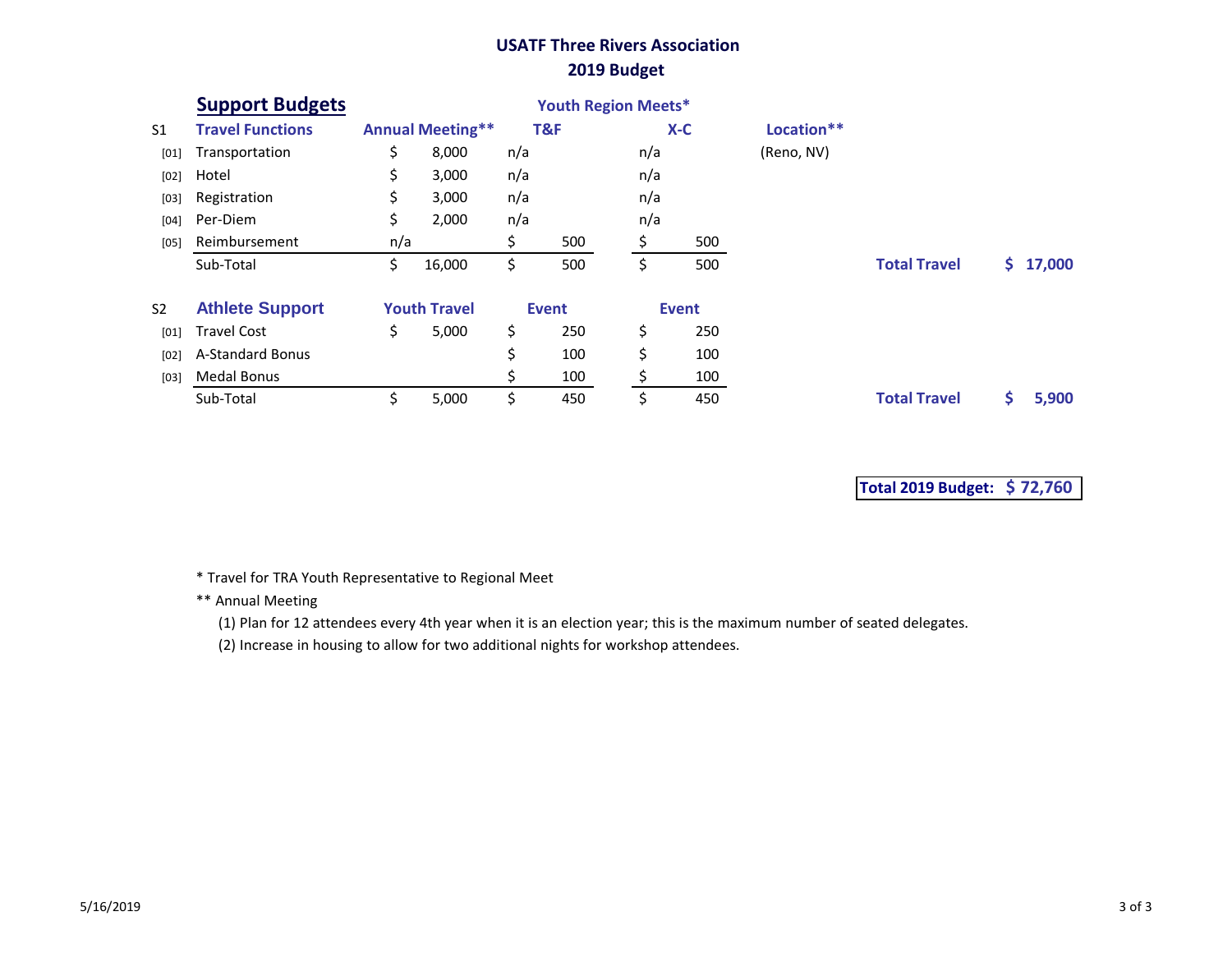# USATF Three Rivers Association
## 2019 Budget

## Support Budgets

| | | Annual Meeting** | Youth Region Meets* T&F | X-C | Location** | | |
|---|---|---|---|---|---|---|---|
| **S1** | **Travel Functions** | | | | | | |
| [01] | Transportation | $ 8,000 | n/a | n/a | (Reno, NV) | | |
| [02] | Hotel | $ 3,000 | n/a | n/a | | | |
| [03] | Registration | $ 3,000 | n/a | n/a | | | |
| [04] | Per-Diem | $ 2,000 | n/a | n/a | | | |
| [05] | Reimbursement | n/a | $ 500 | $ 500 | | | |
| | Sub-Total | $ 16,000 | $ 500 | $ 500 | | **Total Travel** | **$ 17,000** |

| | | Youth Travel | Event | Event | | |
|---|---|---|---|---|---|---|
| **S2** | **Athlete Support** | | | | | |
| [01] | Travel Cost | $ 5,000 | $ 250 | $ 250 | | |
| [02] | A-Standard Bonus | | $ 100 | $ 100 | | |
| [03] | Medal Bonus | | $ 100 | $ 100 | | |
| | Sub-Total | $ 5,000 | $ 450 | $ 450 | **Total Travel** | **$ 5,900** |

**Total 2019 Budget: $ 72,760**

\* Travel for TRA Youth Representative to Regional Meet

\** Annual Meeting

(1) Plan for 12 attendees every 4th year when it is an election year; this is the maximum number of seated delegates.

(2) Increase in housing to allow for two additional nights for workshop attendees.

5/16/2019